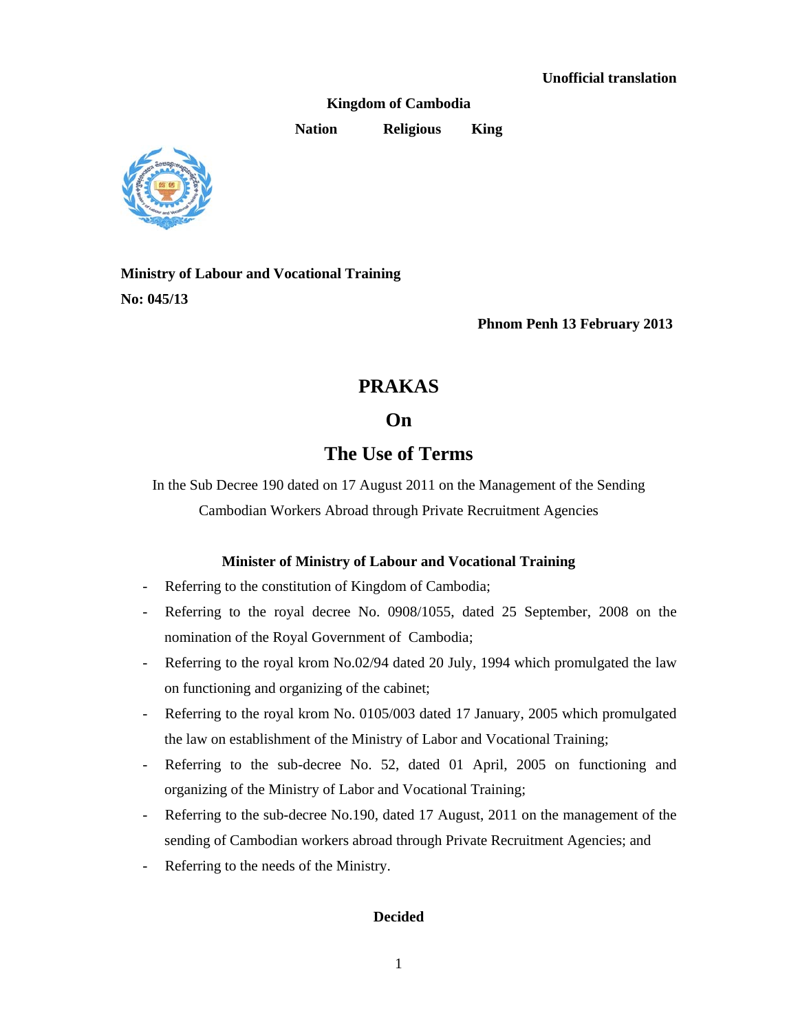**Unofficial translation**

**Kingdom of Cambodia**

**Nation Religious King**

**Ministry of Labour and Vocational Training**

**No: 045/13**

**Phnom Penh 13 February 2013**

# PRAKAS

# On

# The Use of Terms

In the Sub Decree 190 dated on 17 August 2011 on the Management of the Sending Cambodian Workers Abroad through Private Recruitment Agencies

**Minister of Ministry of Labour and Vocational Training**

- Referring to the constitution of Kingdom of Cambodia;
- Referring to the royal decree No. 0908/1055, dated 25 September, 2008 on the nomination of the Royal Government of Cambodia;
- Referring to the royal krom No.02/94 dated 20 July, 1994 which promulgated the law on functioning and organizing of the cabinet;
- Referring to the royal krom No. 0105/003 dated 17 January, 2005 which promulgated the law on establishment of the Ministry of Labor and Vocational Training;
- Referring to the sub-decree No. 52, dated 01 April, 2005 on functioning and organizing of the Ministry of Labor and Vocational Training;
- Referring to the sub-decree No.190, dated 17 August, 2011 on the management of the sending of Cambodian workers abroad through Private Recruitment Agencies; and
- Referring to the needs of the Ministry.

**Decided**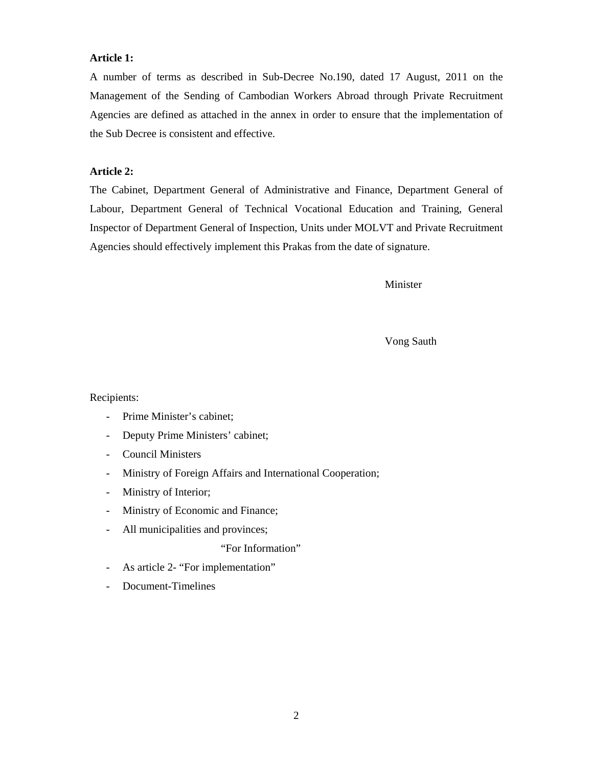**Article 1:**

A number of terms as described in Sub-Decree No.190, dated 17 August, 2011 on the Management of the Sending of Cambodian Workers Abroad through Private Recruitment Agencies are defined as attached in the annex in order to ensure that the implementation of the Sub Decree is consistent and effective.

**Article 2:**

The Cabinet, Department General of Administrative and Finance, Department General of Labour, Department General of Technical Vocational Education and Training, General Inspector of Department General of Inspection, Units under MOLVT and Private Recruitment Agencies should effectively implement this Prakas from the date of signature.

Minister

Vong Sauth

Recipients:

- Prime Minister's cabinet;
- Deputy Prime Ministers' cabinet;
- Council Ministers
- Ministry of Foreign Affairs and International Cooperation;
- Ministry of Interior;
- Ministry of Economic and Finance;
- All municipalities and provinces;

"For Information"

- As article 2- "For implementation"
- Document-Timelines